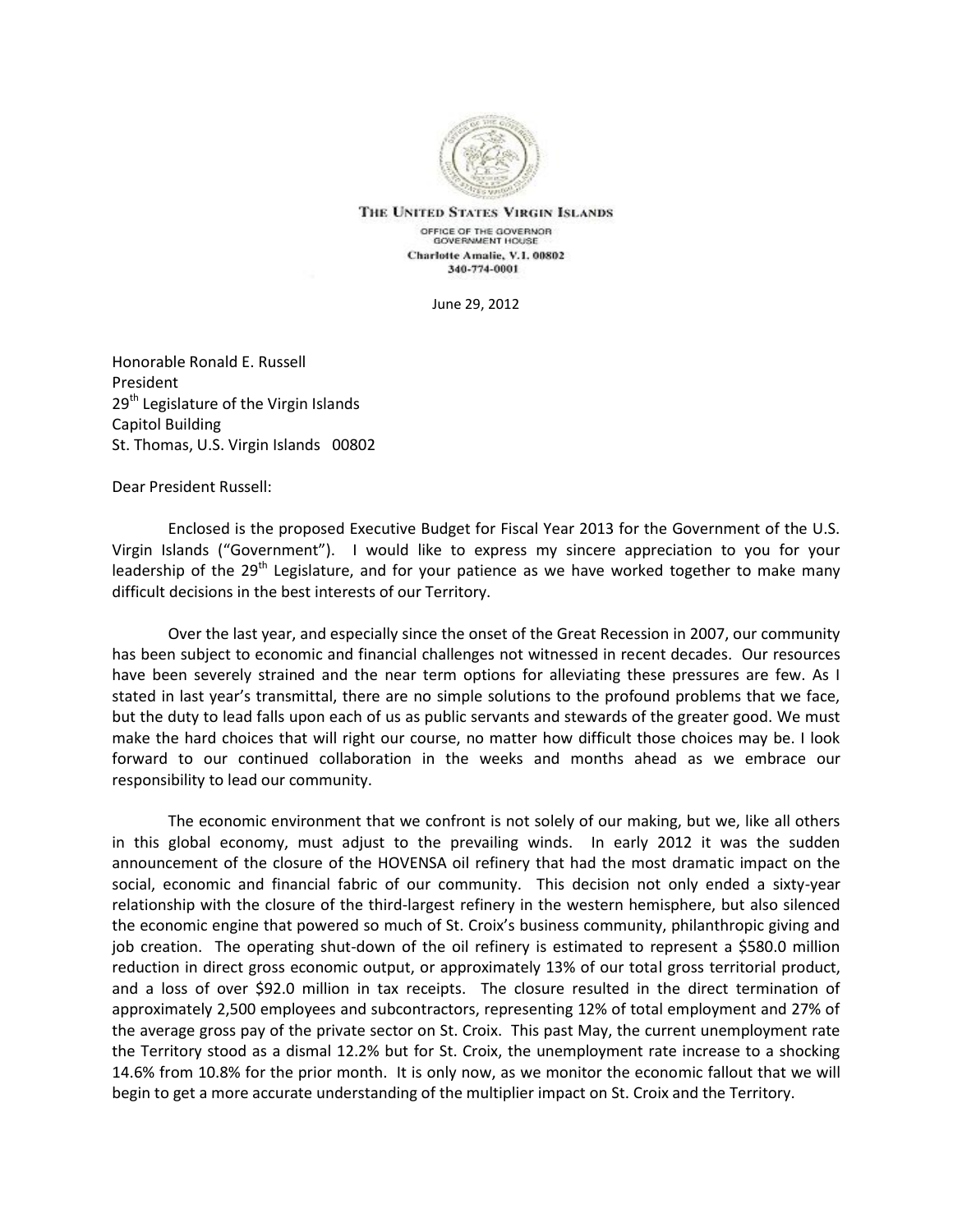THE UNITED STATES VIRGIN ISLANDS

OFFICE OF THE GOVERNOR
GOVERNMENT HOUSE
Charlotte Amalie, V.I. 00802
340-774-0001

June 29, 2012

Honorable Ronald E. Russell
President
29th Legislature of the Virgin Islands
Capitol Building
St. Thomas, U.S. Virgin Islands 00802

Dear President Russell:

Enclosed is the proposed Executive Budget for Fiscal Year 2013 for the Government of the U.S. Virgin Islands ("Government"). I would like to express my sincere appreciation to you for your leadership of the 29th Legislature, and for your patience as we have worked together to make many difficult decisions in the best interests of our Territory.

Over the last year, and especially since the onset of the Great Recession in 2007, our community has been subject to economic and financial challenges not witnessed in recent decades. Our resources have been severely strained and the near term options for alleviating these pressures are few. As I stated in last year's transmittal, there are no simple solutions to the profound problems that we face, but the duty to lead falls upon each of us as public servants and stewards of the greater good. We must make the hard choices that will right our course, no matter how difficult those choices may be. I look forward to our continued collaboration in the weeks and months ahead as we embrace our responsibility to lead our community.

The economic environment that we confront is not solely of our making, but we, like all others in this global economy, must adjust to the prevailing winds. In early 2012 it was the sudden announcement of the closure of the HOVENSA oil refinery that had the most dramatic impact on the social, economic and financial fabric of our community. This decision not only ended a sixty-year relationship with the closure of the third-largest refinery in the western hemisphere, but also silenced the economic engine that powered so much of St. Croix's business community, philanthropic giving and job creation. The operating shut-down of the oil refinery is estimated to represent a $580.0 million reduction in direct gross economic output, or approximately 13% of our total gross territorial product, and a loss of over $92.0 million in tax receipts. The closure resulted in the direct termination of approximately 2,500 employees and subcontractors, representing 12% of total employment and 27% of the average gross pay of the private sector on St. Croix. This past May, the current unemployment rate the Territory stood as a dismal 12.2% but for St. Croix, the unemployment rate increase to a shocking 14.6% from 10.8% for the prior month. It is only now, as we monitor the economic fallout that we will begin to get a more accurate understanding of the multiplier impact on St. Croix and the Territory.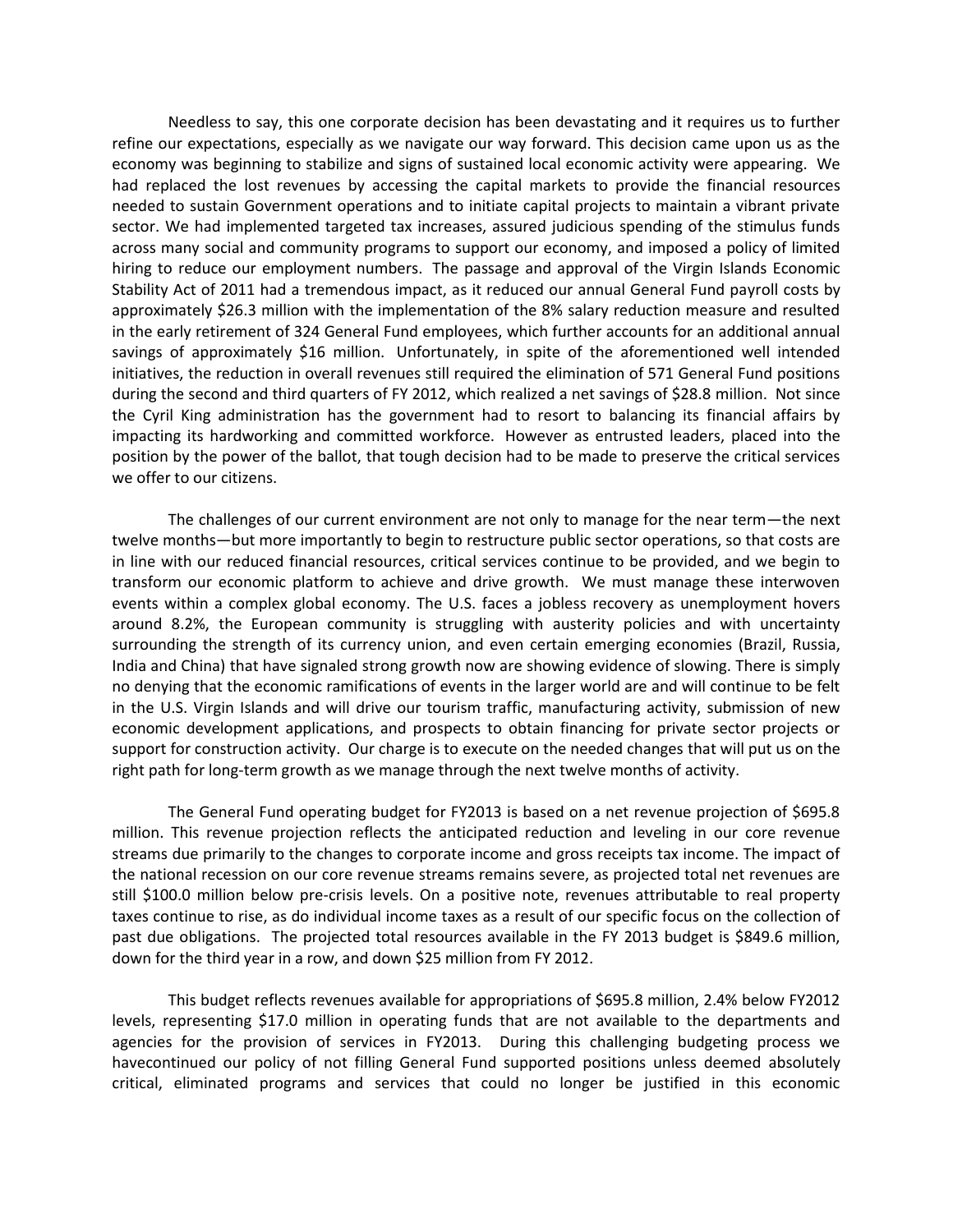Needless to say, this one corporate decision has been devastating and it requires us to further refine our expectations, especially as we navigate our way forward. This decision came upon us as the economy was beginning to stabilize and signs of sustained local economic activity were appearing. We had replaced the lost revenues by accessing the capital markets to provide the financial resources needed to sustain Government operations and to initiate capital projects to maintain a vibrant private sector. We had implemented targeted tax increases, assured judicious spending of the stimulus funds across many social and community programs to support our economy, and imposed a policy of limited hiring to reduce our employment numbers. The passage and approval of the Virgin Islands Economic Stability Act of 2011 had a tremendous impact, as it reduced our annual General Fund payroll costs by approximately $26.3 million with the implementation of the 8% salary reduction measure and resulted in the early retirement of 324 General Fund employees, which further accounts for an additional annual savings of approximately $16 million. Unfortunately, in spite of the aforementioned well intended initiatives, the reduction in overall revenues still required the elimination of 571 General Fund positions during the second and third quarters of FY 2012, which realized a net savings of $28.8 million. Not since the Cyril King administration has the government had to resort to balancing its financial affairs by impacting its hardworking and committed workforce. However as entrusted leaders, placed into the position by the power of the ballot, that tough decision had to be made to preserve the critical services we offer to our citizens.

The challenges of our current environment are not only to manage for the near term—the next twelve months—but more importantly to begin to restructure public sector operations, so that costs are in line with our reduced financial resources, critical services continue to be provided, and we begin to transform our economic platform to achieve and drive growth. We must manage these interwoven events within a complex global economy. The U.S. faces a jobless recovery as unemployment hovers around 8.2%, the European community is struggling with austerity policies and with uncertainty surrounding the strength of its currency union, and even certain emerging economies (Brazil, Russia, India and China) that have signaled strong growth now are showing evidence of slowing. There is simply no denying that the economic ramifications of events in the larger world are and will continue to be felt in the U.S. Virgin Islands and will drive our tourism traffic, manufacturing activity, submission of new economic development applications, and prospects to obtain financing for private sector projects or support for construction activity. Our charge is to execute on the needed changes that will put us on the right path for long-term growth as we manage through the next twelve months of activity.

The General Fund operating budget for FY2013 is based on a net revenue projection of $695.8 million. This revenue projection reflects the anticipated reduction and leveling in our core revenue streams due primarily to the changes to corporate income and gross receipts tax income. The impact of the national recession on our core revenue streams remains severe, as projected total net revenues are still $100.0 million below pre-crisis levels. On a positive note, revenues attributable to real property taxes continue to rise, as do individual income taxes as a result of our specific focus on the collection of past due obligations. The projected total resources available in the FY 2013 budget is $849.6 million, down for the third year in a row, and down $25 million from FY 2012.

This budget reflects revenues available for appropriations of $695.8 million, 2.4% below FY2012 levels, representing $17.0 million in operating funds that are not available to the departments and agencies for the provision of services in FY2013. During this challenging budgeting process we havecontinued our policy of not filling General Fund supported positions unless deemed absolutely critical, eliminated programs and services that could no longer be justified in this economic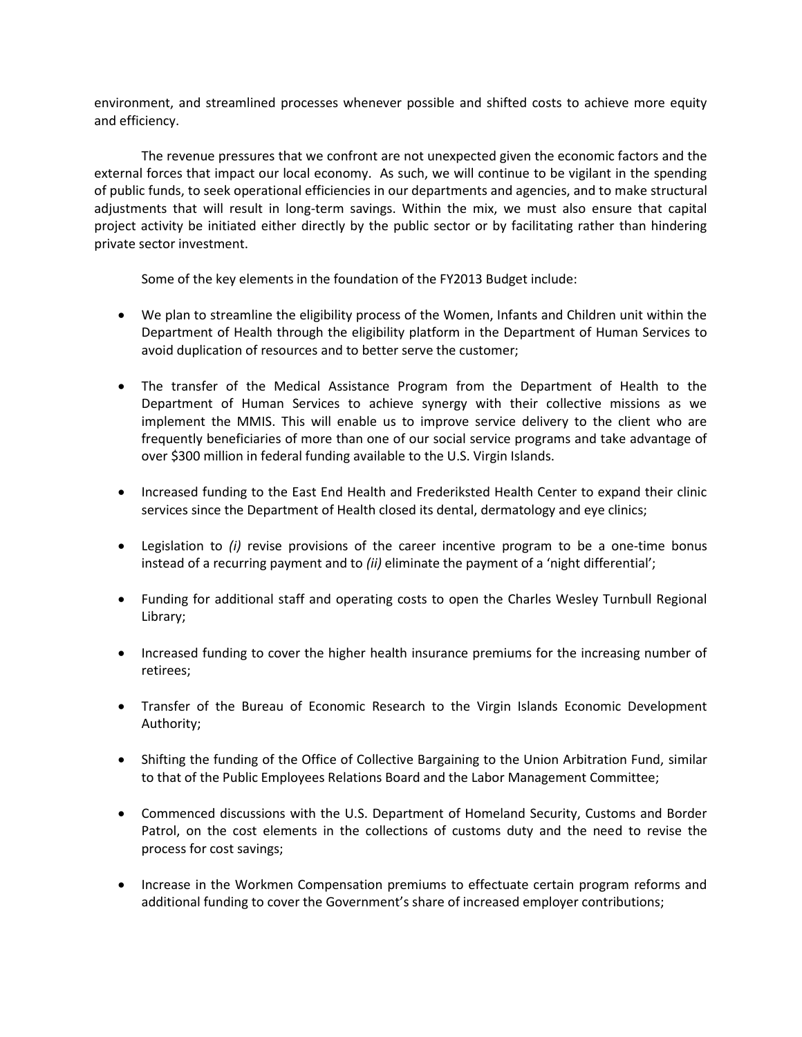environment, and streamlined processes whenever possible and shifted costs to achieve more equity and efficiency.

The revenue pressures that we confront are not unexpected given the economic factors and the external forces that impact our local economy. As such, we will continue to be vigilant in the spending of public funds, to seek operational efficiencies in our departments and agencies, and to make structural adjustments that will result in long-term savings. Within the mix, we must also ensure that capital project activity be initiated either directly by the public sector or by facilitating rather than hindering private sector investment.

Some of the key elements in the foundation of the FY2013 Budget include:

- We plan to streamline the eligibility process of the Women, Infants and Children unit within the Department of Health through the eligibility platform in the Department of Human Services to avoid duplication of resources and to better serve the customer;

- The transfer of the Medical Assistance Program from the Department of Health to the Department of Human Services to achieve synergy with their collective missions as we implement the MMIS. This will enable us to improve service delivery to the client who are frequently beneficiaries of more than one of our social service programs and take advantage of over $300 million in federal funding available to the U.S. Virgin Islands.

- Increased funding to the East End Health and Frederiksted Health Center to expand their clinic services since the Department of Health closed its dental, dermatology and eye clinics;

- Legislation to *(i)* revise provisions of the career incentive program to be a one-time bonus instead of a recurring payment and to *(ii)* eliminate the payment of a 'night differential';

- Funding for additional staff and operating costs to open the Charles Wesley Turnbull Regional Library;

- Increased funding to cover the higher health insurance premiums for the increasing number of retirees;

- Transfer of the Bureau of Economic Research to the Virgin Islands Economic Development Authority;

- Shifting the funding of the Office of Collective Bargaining to the Union Arbitration Fund, similar to that of the Public Employees Relations Board and the Labor Management Committee;

- Commenced discussions with the U.S. Department of Homeland Security, Customs and Border Patrol, on the cost elements in the collections of customs duty and the need to revise the process for cost savings;

- Increase in the Workmen Compensation premiums to effectuate certain program reforms and additional funding to cover the Government's share of increased employer contributions;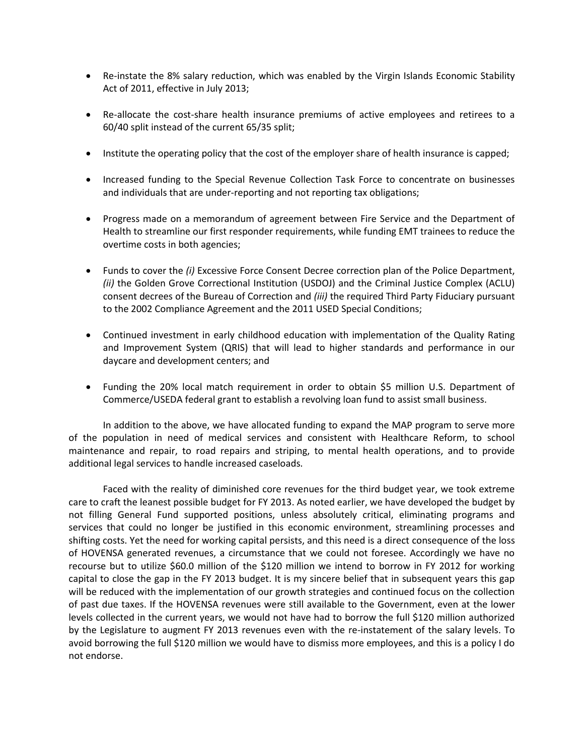- Re-instate the 8% salary reduction, which was enabled by the Virgin Islands Economic Stability Act of 2011, effective in July 2013;
- Re-allocate the cost-share health insurance premiums of active employees and retirees to a 60/40 split instead of the current 65/35 split;
- Institute the operating policy that the cost of the employer share of health insurance is capped;
- Increased funding to the Special Revenue Collection Task Force to concentrate on businesses and individuals that are under-reporting and not reporting tax obligations;
- Progress made on a memorandum of agreement between Fire Service and the Department of Health to streamline our first responder requirements, while funding EMT trainees to reduce the overtime costs in both agencies;
- Funds to cover the *(i)* Excessive Force Consent Decree correction plan of the Police Department, *(ii)* the Golden Grove Correctional Institution (USDOJ) and the Criminal Justice Complex (ACLU) consent decrees of the Bureau of Correction and *(iii)* the required Third Party Fiduciary pursuant to the 2002 Compliance Agreement and the 2011 USED Special Conditions;
- Continued investment in early childhood education with implementation of the Quality Rating and Improvement System (QRIS) that will lead to higher standards and performance in our daycare and development centers; and
- Funding the 20% local match requirement in order to obtain $5 million U.S. Department of Commerce/USEDA federal grant to establish a revolving loan fund to assist small business.

In addition to the above, we have allocated funding to expand the MAP program to serve more of the population in need of medical services and consistent with Healthcare Reform, to school maintenance and repair, to road repairs and striping, to mental health operations, and to provide additional legal services to handle increased caseloads.

Faced with the reality of diminished core revenues for the third budget year, we took extreme care to craft the leanest possible budget for FY 2013. As noted earlier, we have developed the budget by not filling General Fund supported positions, unless absolutely critical, eliminating programs and services that could no longer be justified in this economic environment, streamlining processes and shifting costs. Yet the need for working capital persists, and this need is a direct consequence of the loss of HOVENSA generated revenues, a circumstance that we could not foresee. Accordingly we have no recourse but to utilize $60.0 million of the $120 million we intend to borrow in FY 2012 for working capital to close the gap in the FY 2013 budget. It is my sincere belief that in subsequent years this gap will be reduced with the implementation of our growth strategies and continued focus on the collection of past due taxes. If the HOVENSA revenues were still available to the Government, even at the lower levels collected in the current years, we would not have had to borrow the full $120 million authorized by the Legislature to augment FY 2013 revenues even with the re-instatement of the salary levels. To avoid borrowing the full $120 million we would have to dismiss more employees, and this is a policy I do not endorse.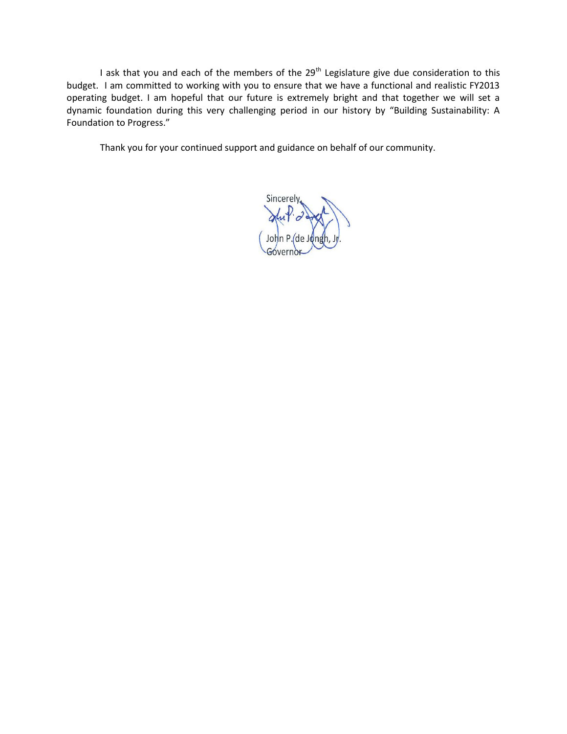I ask that you and each of the members of the 29th Legislature give due consideration to this budget. I am committed to working with you to ensure that we have a functional and realistic FY2013 operating budget. I am hopeful that our future is extremely bright and that together we will set a dynamic foundation during this very challenging period in our history by "Building Sustainability: A Foundation to Progress."

Thank you for your continued support and guidance on behalf of our community.

Sincerely,

John P. de Jongh, Jr.
Governor